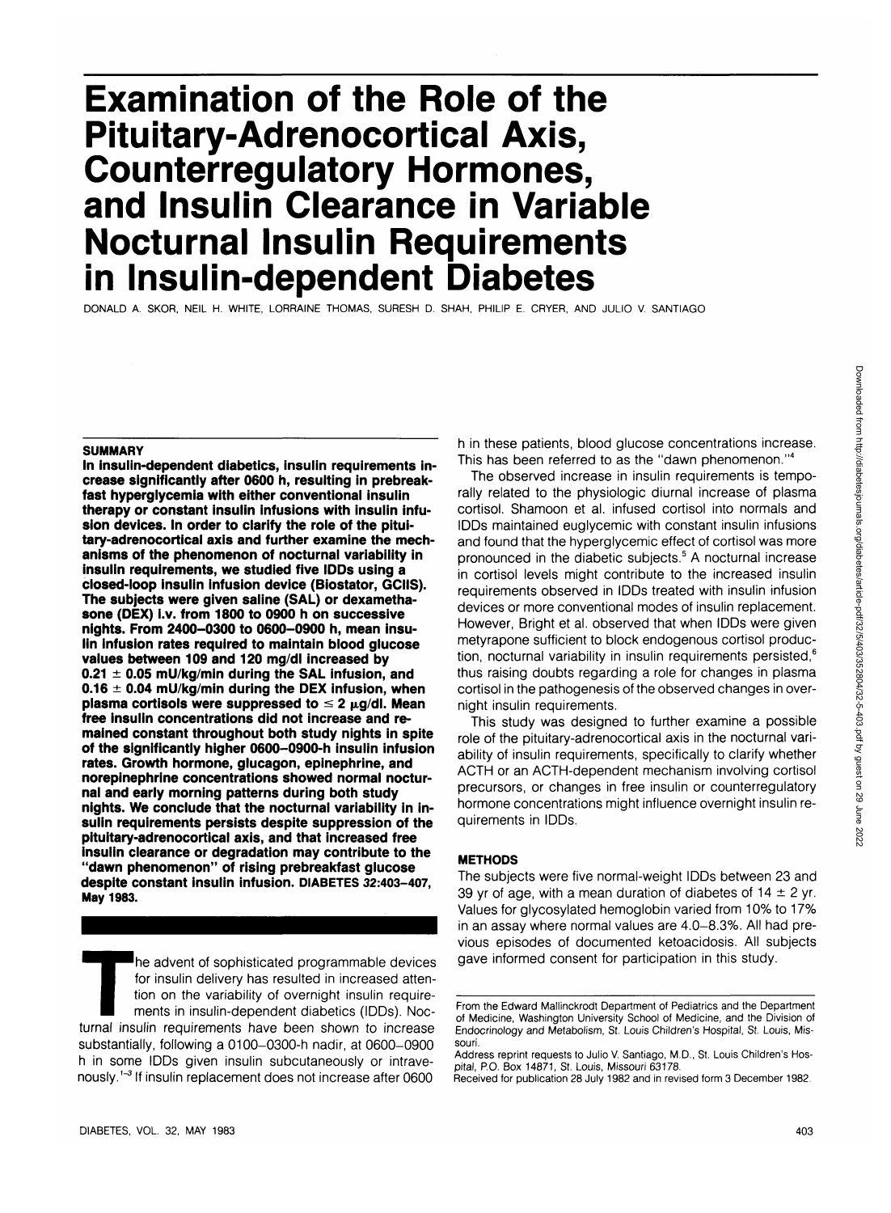# Examination of the Role of the Pituitary-Adrenocortical Axis, Counterregulatory Hormones, and Insulin Clearance in Variable Nocturnal Insulin Requirements in Insulin-dependent Diabetes

DONALD A. SKOR, NEIL H. WHITE, LORRAINE THOMAS, SURESH D. SHAH, PHILIP E. CRYER, AND JULIO V. SANTIAGO

## SUMMARY

**In insulin-dependent diabetics, insulin requirements increase significantly after 0600 h, resulting in prebreakfast hyperglycemia with either conventional insulin therapy or constant insulin infusions with insulin infusion devices. In order to clarify the role of the pituitary-adrenocortical axis and further examine the mechanisms of the phenomenon of nocturnal variability in insulin requirements, we studied five IDDs using a closed-loop insulin infusion device (Biostator, GCIIS). The subjects were given saline (SAL) or dexamethasone (DEX) i.v. from 1800 to 0900 h on successive nights. From 2400–0300 to 0600–0900 h, mean insulin infusion rates required to maintain blood glucose values between 109 and 120 mg/dl increased by 0.21 ± 0.05 mU/kg/min during the SAL infusion, and 0.16 ± 0.04 mU/kg/min during the DEX infusion, when plasma cortisols were suppressed to ≤ 2 μg/dl. Mean free insulin concentrations did not increase and remained constant throughout both study nights in spite of the significantly higher 0600–0900-h insulin infusion rates. Growth hormone, glucagon, epinephrine, and norepinephrine concentrations showed normal nocturnal and early morning patterns during both study nights. We conclude that the nocturnal variability in insulin requirements persists despite suppression of the pituitary-adrenocortical axis, and that increased free insulin clearance or degradation may contribute to the "dawn phenomenon" of rising prebreakfast glucose despite constant insulin infusion. DIABETES 32:403–407, May 1983.**

The advent of sophisticated programmable devices for insulin delivery has resulted in increased attention on the variability of overnight insulin requirements in insulin-dependent diabetics (IDDs). Nocturnal insulin requirements have been shown to increase substantially, following a 0100–0300-h nadir, at 0600–0900 h in some IDDs given insulin subcutaneously or intravenously.[1–3] If insulin replacement does not increase after 0600 h in these patients, blood glucose concentrations increase. This has been referred to as the "dawn phenomenon."[4]

The observed increase in insulin requirements is temporally related to the physiologic diurnal increase of plasma cortisol. Shamoon et al. infused cortisol into normals and IDDs maintained euglycemic with constant insulin infusions and found that the hyperglycemic effect of cortisol was more pronounced in the diabetic subjects.[5] A nocturnal increase in cortisol levels might contribute to the increased insulin requirements observed in IDDs treated with insulin infusion devices or more conventional modes of insulin replacement. However, Bright et al. observed that when IDDs were given metyrapone sufficient to block endogenous cortisol production, nocturnal variability in insulin requirements persisted,[6] thus raising doubts regarding a role for changes in plasma cortisol in the pathogenesis of the observed changes in overnight insulin requirements.

This study was designed to further examine a possible role of the pituitary-adrenocortical axis in the nocturnal variability of insulin requirements, specifically to clarify whether ACTH or an ACTH-dependent mechanism involving cortisol precursors, or changes in free insulin or counterregulatory hormone concentrations might influence overnight insulin requirements in IDDs.

## METHODS

The subjects were five normal-weight IDDs between 23 and 39 yr of age, with a mean duration of diabetes of 14 ± 2 yr. Values for glycosylated hemoglobin varied from 10% to 17% in an assay where normal values are 4.0–8.3%. All had previous episodes of documented ketoacidosis. All subjects gave informed consent for participation in this study.

From the Edward Mallinckrodt Department of Pediatrics and the Department of Medicine, Washington University School of Medicine, and the Division of Endocrinology and Metabolism, St. Louis Children's Hospital, St. Louis, Missouri.

Address reprint requests to Julio V. Santiago, M.D., St. Louis Children's Hospital, P.O. Box 14871, St. Louis, Missouri 63178.

Received for publication 28 July 1982 and in revised form 3 December 1982.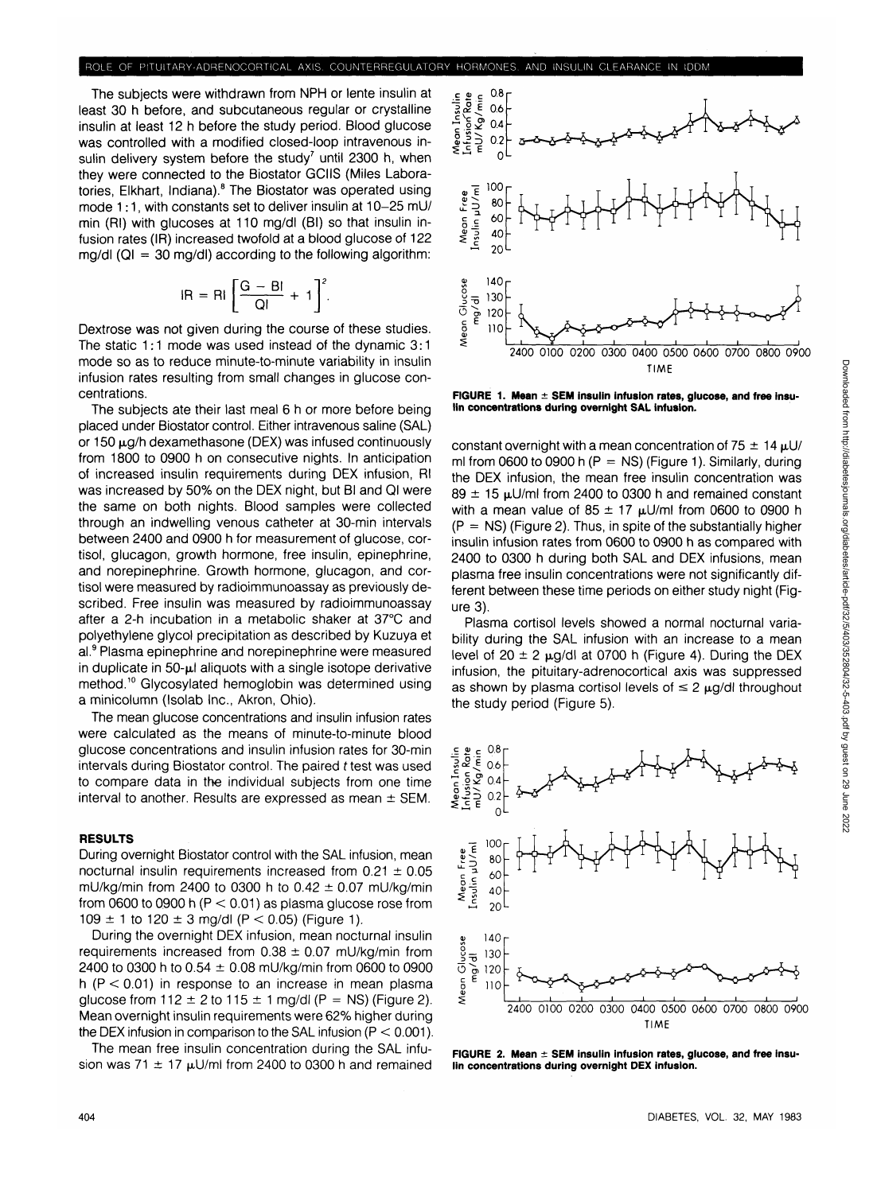The subjects were withdrawn from NPH or lente insulin at least 30 h before, and subcutaneous regular or crystalline insulin at least 12 h before the study period. Blood glucose was controlled with a modified closed-loop intravenous insulin delivery system before the study[7] until 2300 h, when they were connected to the Biostator GCIIS (Miles Laboratories, Elkhart, Indiana).[8] The Biostator was operated using mode 1:1, with constants set to deliver insulin at 10–25 mU/min (RI) with glucoses at 110 mg/dl (BI) so that insulin infusion rates (IR) increased twofold at a blood glucose of 122 mg/dl (QI = 30 mg/dl) according to the following algorithm:

$$IR = RI\left[\frac{G - BI}{QI} + 1\right]^2.$$

Dextrose was not given during the course of these studies. The static 1:1 mode was used instead of the dynamic 3:1 mode so as to reduce minute-to-minute variability in insulin infusion rates resulting from small changes in glucose concentrations.

The subjects ate their last meal 6 h or more before being placed under Biostator control. Either intravenous saline (SAL) or 150 μg/h dexamethasone (DEX) was infused continuously from 1800 to 0900 h on consecutive nights. In anticipation of increased insulin requirements during DEX infusion, RI was increased by 50% on the DEX night, but BI and QI were the same on both nights. Blood samples were collected through an indwelling venous catheter at 30-min intervals between 2400 and 0900 h for measurement of glucose, cortisol, glucagon, growth hormone, free insulin, epinephrine, and norepinephrine. Growth hormone, glucagon, and cortisol were measured by radioimmunoassay as previously described. Free insulin was measured by radioimmunoassay after a 2-h incubation in a metabolic shaker at 37°C and polyethylene glycol precipitation as described by Kuzuya et al.[9] Plasma epinephrine and norepinephrine were measured in duplicate in 50-μl aliquots with a single isotope derivative method.[10] Glycosylated hemoglobin was determined using a minicolumn (Isolab Inc., Akron, Ohio).

The mean glucose concentrations and insulin infusion rates were calculated as the means of minute-to-minute blood glucose concentrations and insulin infusion rates for 30-min intervals during Biostator control. The paired $t$ test was used to compare data in the individual subjects from one time interval to another. Results are expressed as mean ± SEM.

## RESULTS

During overnight Biostator control with the SAL infusion, mean nocturnal insulin requirements increased from 0.21 ± 0.05 mU/kg/min from 2400 to 0300 h to 0.42 ± 0.07 mU/kg/min from 0600 to 0900 h ($P < 0.01$) as plasma glucose rose from 109 ± 1 to 120 ± 3 mg/dl ($P < 0.05$) (Figure 1).

During the overnight DEX infusion, mean nocturnal insulin requirements increased from 0.38 ± 0.07 mU/kg/min from 2400 to 0300 h to 0.54 ± 0.08 mU/kg/min from 0600 to 0900 h ($P < 0.01$) in response to an increase in mean plasma glucose from 112 ± 2 to 115 ± 1 mg/dl (P = NS) (Figure 2). Mean overnight insulin requirements were 62% higher during the DEX infusion in comparison to the SAL infusion ($P < 0.001$).

The mean free insulin concentration during the SAL infusion was 71 ± 17 μU/ml from 2400 to 0300 h and remained constant overnight with a mean concentration of 75 ± 14 μU/ml from 0600 to 0900 h (P = NS) (Figure 1). Similarly, during the DEX infusion, the mean free insulin concentration was 89 ± 15 μU/ml from 2400 to 0300 h and remained constant with a mean value of 85 ± 17 μU/ml from 0600 to 0900 h (P = NS) (Figure 2). Thus, in spite of the substantially higher insulin infusion rates from 0600 to 0900 h as compared with 2400 to 0300 h during both SAL and DEX infusions, mean plasma free insulin concentrations were not significantly different between these time periods on either study night (Figure 3).

Plasma cortisol levels showed a normal nocturnal variability during the SAL infusion with an increase to a mean level of 20 ± 2 μg/dl at 0700 h (Figure 4). During the DEX infusion, the pituitary-adrenocortical axis was suppressed as shown by plasma cortisol levels of ≤ 2 μg/dl throughout the study period (Figure 5).

**FIGURE 1. Mean ± SEM insulin infusion rates, glucose, and free insulin concentrations during overnight SAL infusion.**

**FIGURE 2. Mean ± SEM insulin infusion rates, glucose, and free insulin concentrations during overnight DEX infusion.**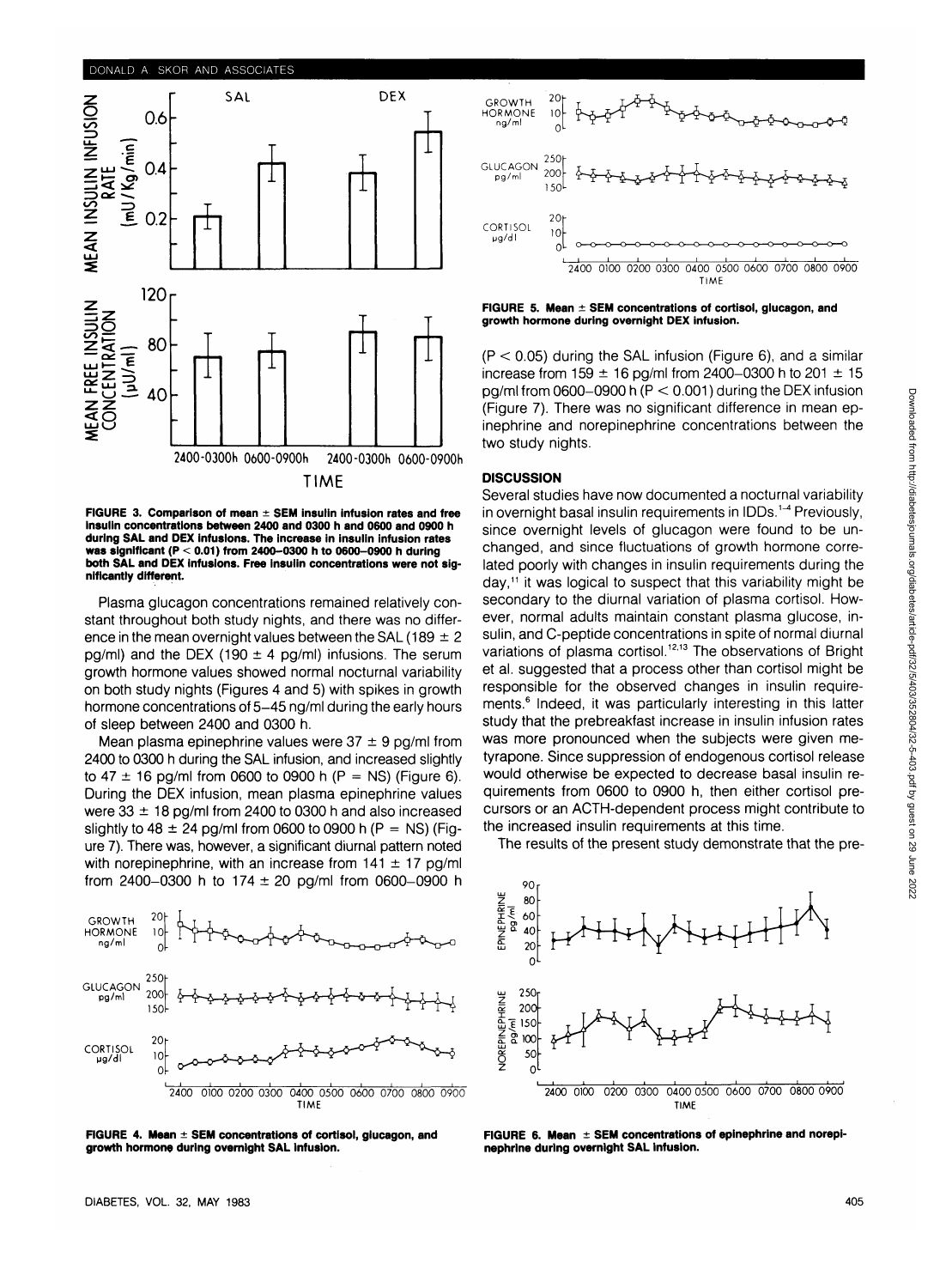FIGURE 3. Comparison of mean ± SEM insulin infusion rates and free insulin concentrations between 2400 and 0300 h and 0600 and 0900 h during SAL and DEX infusions. The increase in insulin infusion rates was significant ($P < 0.01$) from 2400–0300 h to 0600–0900 h during both SAL and DEX infusions. Free insulin concentrations were not significantly different.

Plasma glucagon concentrations remained relatively constant throughout both study nights, and there was no difference in the mean overnight values between the SAL (189 ± 2 pg/ml) and the DEX (190 ± 4 pg/ml) infusions. The serum growth hormone values showed normal nocturnal variability on both study nights (Figures 4 and 5) with spikes in growth hormone concentrations of 5–45 ng/ml during the early hours of sleep between 2400 and 0300 h.

Mean plasma epinephrine values were 37 ± 9 pg/ml from 2400 to 0300 h during the SAL infusion, and increased slightly to 47 ± 16 pg/ml from 0600 to 0900 h (P = NS) (Figure 6). During the DEX infusion, mean plasma epinephrine values were 33 ± 18 pg/ml from 2400 to 0300 h and also increased slightly to 48 ± 24 pg/ml from 0600 to 0900 h (P = NS) (Figure 7). There was, however, a significant diurnal pattern noted with norepinephrine, with an increase from 141 ± 17 pg/ml from 2400–0300 h to 174 ± 20 pg/ml from 0600–0900 h ($P < 0.05$) during the SAL infusion (Figure 6), and a similar increase from 159 ± 16 pg/ml from 2400–0300 h to 201 ± 15 pg/ml from 0600–0900 h ($P < 0.001$) during the DEX infusion (Figure 7). There was no significant difference in mean epinephrine and norepinephrine concentrations between the two study nights.

FIGURE 4. Mean ± SEM concentrations of cortisol, glucagon, and growth hormone during overnight SAL infusion.

FIGURE 5. Mean ± SEM concentrations of cortisol, glucagon, and growth hormone during overnight DEX infusion.

## DISCUSSION

Several studies have now documented a nocturnal variability in overnight basal insulin requirements in IDDs.[1–4] Previously, since overnight levels of glucagon were found to be unchanged, and since fluctuations of growth hormone correlated poorly with changes in insulin requirements during the day,[11] it was logical to suspect that this variability might be secondary to the diurnal variation of plasma cortisol. However, normal adults maintain constant plasma glucose, insulin, and C-peptide concentrations in spite of normal diurnal variations of plasma cortisol.[12,13] The observations of Bright et al. suggested that a process other than cortisol might be responsible for the observed changes in insulin requirements.[6] Indeed, it was particularly interesting in this latter study that the prebreakfast increase in insulin infusion rates was more pronounced when the subjects were given metyrapone. Since suppression of endogenous cortisol release would otherwise be expected to decrease basal insulin requirements from 0600 to 0900 h, then either cortisol precursors or an ACTH-dependent process might contribute to the increased insulin requirements at this time.

The results of the present study demonstrate that the pre-

FIGURE 6. Mean ± SEM concentrations of epinephrine and norepinephrine during overnight SAL infusion.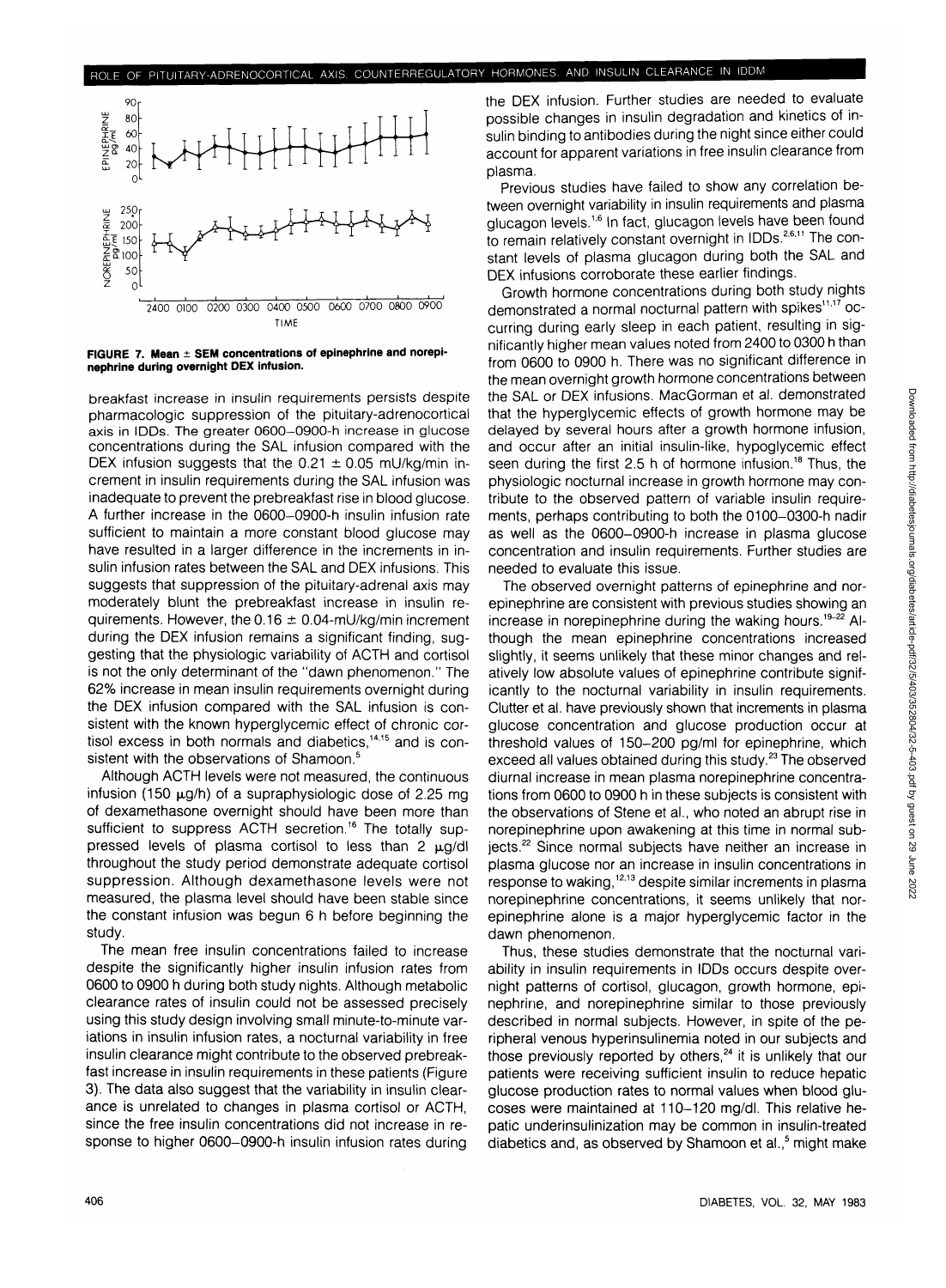FIGURE 7. Mean ± SEM concentrations of epinephrine and norepinephrine during overnight DEX infusion.

breakfast increase in insulin requirements persists despite pharmacologic suppression of the pituitary-adrenocortical axis in IDDs. The greater 0600–0900-h increase in glucose concentrations during the SAL infusion compared with the DEX infusion suggests that the 0.21 ± 0.05 mU/kg/min increment in insulin requirements during the SAL infusion was inadequate to prevent the prebreakfast rise in blood glucose. A further increase in the 0600–0900-h insulin infusion rate sufficient to maintain a more constant blood glucose may have resulted in a larger difference in the increments in insulin infusion rates between the SAL and DEX infusions. This suggests that suppression of the pituitary-adrenal axis may moderately blunt the prebreakfast increase in insulin requirements. However, the 0.16 ± 0.04-mU/kg/min increment during the DEX infusion remains a significant finding, suggesting that the physiologic variability of ACTH and cortisol is not the only determinant of the "dawn phenomenon." The 62% increase in mean insulin requirements overnight during the DEX infusion compared with the SAL infusion is consistent with the known hyperglycemic effect of chronic cortisol excess in both normals and diabetics,[14,15] and is consistent with the observations of Shamoon.[5]

Although ACTH levels were not measured, the continuous infusion (150 μg/h) of a supraphysiologic dose of 2.25 mg of dexamethasone overnight should have been more than sufficient to suppress ACTH secretion.[16] The totally suppressed levels of plasma cortisol to less than 2 μg/dl throughout the study period demonstrate adequate cortisol suppression. Although dexamethasone levels were not measured, the plasma level should have been stable since the constant infusion was begun 6 h before beginning the study.

The mean free insulin concentrations failed to increase despite the significantly higher insulin infusion rates from 0600 to 0900 h during both study nights. Although metabolic clearance rates of insulin could not be assessed precisely using this study design involving small minute-to-minute variations in insulin infusion rates, a nocturnal variability in free insulin clearance might contribute to the observed prebreakfast increase in insulin requirements in these patients (Figure 3). The data also suggest that the variability in insulin clearance is unrelated to changes in plasma cortisol or ACTH, since the free insulin concentrations did not increase in response to higher 0600–0900-h insulin infusion rates during the DEX infusion. Further studies are needed to evaluate possible changes in insulin degradation and kinetics of insulin binding to antibodies during the night since either could account for apparent variations in free insulin clearance from plasma.

Previous studies have failed to show any correlation between overnight variability in insulin requirements and plasma glucagon levels.[1,6] In fact, glucagon levels have been found to remain relatively constant overnight in IDDs.[2,6,11] The constant levels of plasma glucagon during both the SAL and DEX infusions corroborate these earlier findings.

Growth hormone concentrations during both study nights demonstrated a normal nocturnal pattern with spikes[11,17] occurring during early sleep in each patient, resulting in significantly higher mean values noted from 2400 to 0300 h than from 0600 to 0900 h. There was no significant difference in the mean overnight growth hormone concentrations between the SAL or DEX infusions. MacGorman et al. demonstrated that the hyperglycemic effects of growth hormone may be delayed by several hours after a growth hormone infusion, and occur after an initial insulin-like, hypoglycemic effect seen during the first 2.5 h of hormone infusion.[18] Thus, the physiologic nocturnal increase in growth hormone may contribute to the observed pattern of variable insulin requirements, perhaps contributing to both the 0100–0300-h nadir as well as the 0600–0900-h increase in plasma glucose concentration and insulin requirements. Further studies are needed to evaluate this issue.

The observed overnight patterns of epinephrine and norepinephrine are consistent with previous studies showing an increase in norepinephrine during the waking hours.[19–22] Although the mean epinephrine concentrations increased slightly, it seems unlikely that these minor changes and relatively low absolute values of epinephrine contribute significantly to the nocturnal variability in insulin requirements. Clutter et al. have previously shown that increments in plasma glucose concentration and glucose production occur at threshold values of 150–200 pg/ml for epinephrine, which exceed all values obtained during this study.[23] The observed diurnal increase in mean plasma norepinephrine concentrations from 0600 to 0900 h in these subjects is consistent with the observations of Stene et al., who noted an abrupt rise in norepinephrine upon awakening at this time in normal subjects.[22] Since normal subjects have neither an increase in plasma glucose nor an increase in insulin concentrations in response to waking,[12,13] despite similar increments in plasma norepinephrine concentrations, it seems unlikely that norepinephrine alone is a major hyperglycemic factor in the dawn phenomenon.

Thus, these studies demonstrate that the nocturnal variability in insulin requirements in IDDs occurs despite overnight patterns of cortisol, glucagon, growth hormone, epinephrine, and norepinephrine similar to those previously described in normal subjects. However, in spite of the peripheral venous hyperinsulinemia noted in our subjects and those previously reported by others,[24] it is unlikely that our patients were receiving sufficient insulin to reduce hepatic glucose production rates to normal values when blood glucoses were maintained at 110–120 mg/dl. This relative hepatic underinsulinization may be common in insulin-treated diabetics and, as observed by Shamoon et al.,[5] might make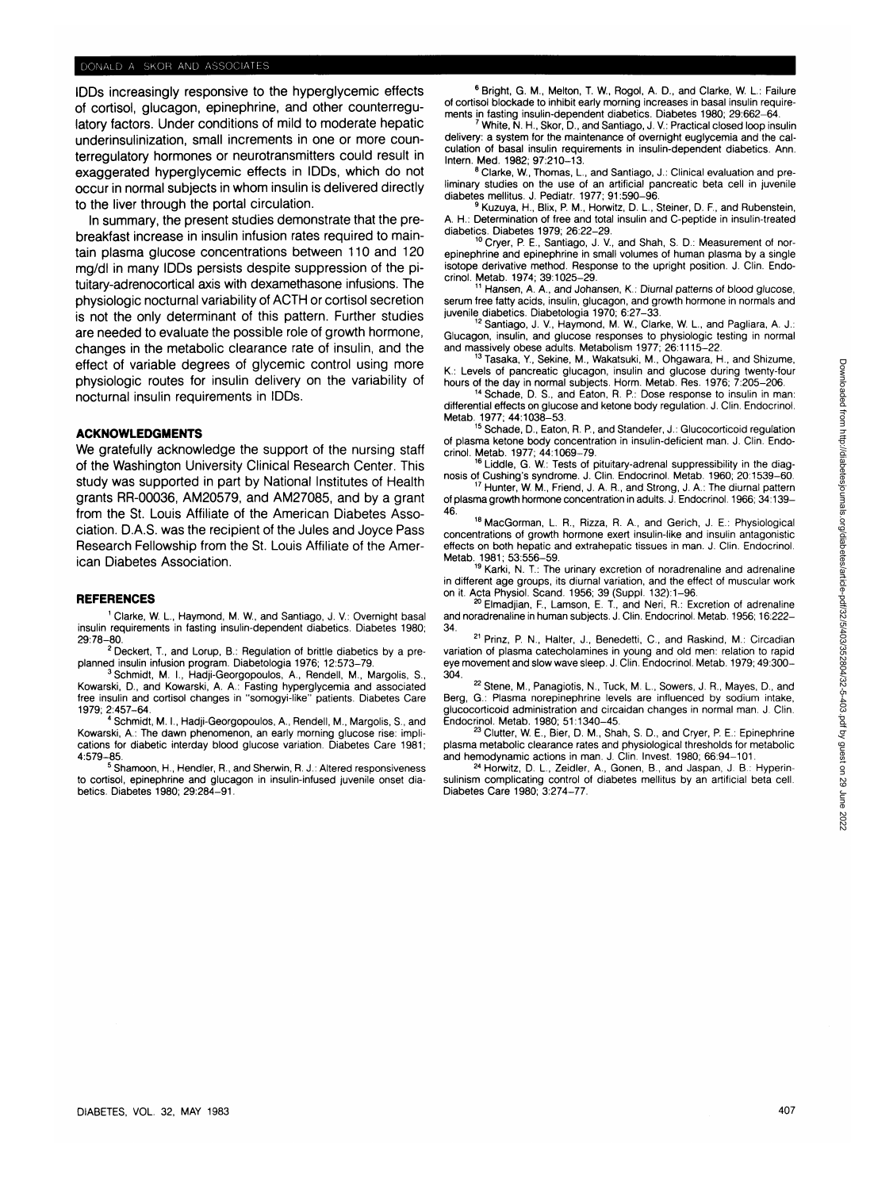IDDs increasingly responsive to the hyperglycemic effects of cortisol, glucagon, epinephrine, and other counterregulatory factors. Under conditions of mild to moderate hepatic underinsulinization, small increments in one or more counterregulatory hormones or neurotransmitters could result in exaggerated hyperglycemic effects in IDDs, which do not occur in normal subjects in whom insulin is delivered directly to the liver through the portal circulation.

In summary, the present studies demonstrate that the prebreakfast increase in insulin infusion rates required to maintain plasma glucose concentrations between 110 and 120 mg/dl in many IDDs persists despite suppression of the pituitary-adrenocortical axis with dexamethasone infusions. The physiologic nocturnal variability of ACTH or cortisol secretion is not the only determinant of this pattern. Further studies are needed to evaluate the possible role of growth hormone, changes in the metabolic clearance rate of insulin, and the effect of variable degrees of glycemic control using more physiologic routes for insulin delivery on the variability of nocturnal insulin requirements in IDDs.

## ACKNOWLEDGMENTS

We gratefully acknowledge the support of the nursing staff of the Washington University Clinical Research Center. This study was supported in part by National Institutes of Health grants RR-00036, AM20579, and AM27085, and by a grant from the St. Louis Affiliate of the American Diabetes Association. D.A.S. was the recipient of the Jules and Joyce Pass Research Fellowship from the St. Louis Affiliate of the American Diabetes Association.

## REFERENCES

[1] Clarke, W. L., Haymond, M. W., and Santiago, J. V.: Overnight basal insulin requirements in fasting insulin-dependent diabetics. Diabetes 1980; 29:78–80.

[2] Deckert, T., and Lorup, B.: Regulation of brittle diabetics by a preplanned insulin infusion program. Diabetologia 1976; 12:573–79.

[3] Schmidt, M. I., Hadji-Georgopoulos, A., Rendell, M., Margolis, S., Kowarski, D., and Kowarski, A. A.: Fasting hyperglycemia and associated free insulin and cortisol changes in "somogyi-like" patients. Diabetes Care 1979; 2:457–64.

[4] Schmidt, M. I., Hadji-Georgopoulos, A., Rendell, M., Margolis, S., and Kowarski, A.: The dawn phenomenon, an early morning glucose rise: implications for diabetic interday blood glucose variation. Diabetes Care 1981; 4:579–85.

[5] Shamoon, H., Hendler, R., and Sherwin, R. J.: Altered responsiveness to cortisol, epinephrine and glucagon in insulin-infused juvenile onset diabetics. Diabetes 1980; 29:284–91.

[6] Bright, G. M., Melton, T. W., Rogol, A. D., and Clarke, W. L.: Failure of cortisol blockade to inhibit early morning increases in basal insulin requirements in fasting insulin-dependent diabetics. Diabetes 1980; 29:662–64.

[7] White, N. H., Skor, D., and Santiago, J. V.: Practical closed loop insulin delivery: a system for the maintenance of overnight euglycemia and the calculation of basal insulin requirements in insulin-dependent diabetics. Ann. Intern. Med. 1982; 97:210–13.

[8] Clarke, W., Thomas, L., and Santiago, J.: Clinical evaluation and preliminary studies on the use of an artificial pancreatic beta cell in juvenile diabetes mellitus. J. Pediatr. 1977; 91:590–96.

[9] Kuzuya, H., Blix, P. M., Horwitz, D. L., Steiner, D. F., and Rubenstein, A. H.: Determination of free and total insulin and C-peptide in insulin-treated diabetics. Diabetes 1979; 26:22–29.

[10] Cryer, P. E., Santiago, J. V., and Shah, S. D.: Measurement of norepinephrine and epinephrine in small volumes of human plasma by a single isotope derivative method. Response to the upright position. J. Clin. Endocrinol. Metab. 1974; 39:1025–29.

[11] Hansen, A. A., and Johansen, K.: Diurnal patterns of blood glucose, serum free fatty acids, insulin, glucagon, and growth hormone in normals and juvenile diabetics. Diabetologia 1970; 6:27–33.

[12] Santiago, J. V., Haymond, M. W., Clarke, W. L., and Pagliara, A. J.: Glucagon, insulin, and glucose responses to physiologic testing in normal and massively obese adults. Metabolism 1977; 26:1115–22.

[13] Tasaka, Y., Sekine, M., Wakatsuki, M., Ohgawara, H., and Shizume, K.: Levels of pancreatic glucagon, insulin and glucose during twenty-four hours of the day in normal subjects. Horm. Metab. Res. 1976; 7:205–206.

[14] Schade, D. S., and Eaton, R. P.: Dose response to insulin in man: differential effects on glucose and ketone body regulation. J. Clin. Endocrinol. Metab. 1977; 44:1038–53.

[15] Schade, D., Eaton, R. P., and Standefer, J.: Glucocorticoid regulation of plasma ketone body concentration in insulin-deficient man. J. Clin. Endocrinol. Metab. 1977; 44:1069–79.

[16] Liddle, G. W.: Tests of pituitary-adrenal suppressibility in the diagnosis of Cushing's syndrome. J. Clin. Endocrinol. Metab. 1960; 20:1539–60.

[17] Hunter, W. M., Friend, J. A. R., and Strong, J. A.: The diurnal pattern of plasma growth hormone concentration in adults. J. Endocrinol. 1966; 34:139–46.

[18] MacGorman, L. R., Rizza, R. A., and Gerich, J. E.: Physiological concentrations of growth hormone exert insulin-like and insulin antagonistic effects on both hepatic and extrahepatic tissues in man. J. Clin. Endocrinol. Metab. 1981; 53:556–59.

[19] Karki, N. T.: The urinary excretion of noradrenaline and adrenaline in different age groups, its diurnal variation, and the effect of muscular work on it. Acta Physiol. Scand. 1956; 39 (Suppl. 132):1–96.

[20] Elmadjian, F., Lamson, E. T., and Neri, R.: Excretion of adrenaline and noradrenaline in human subjects. J. Clin. Endocrinol. Metab. 1956; 16:222–34.

[21] Prinz, P. N., Halter, J., Benedetti, C., and Raskind, M.: Circadian variation of plasma catecholamines in young and old men: relation to rapid eye movement and slow wave sleep. J. Clin. Endocrinol. Metab. 1979; 49:300–304.

[22] Stene, M., Panagiotis, N., Tuck, M. L., Sowers, J. R., Mayes, D., and Berg, G.: Plasma norepinephrine levels are influenced by sodium intake, glucocorticoid administration and circaidan changes in normal man. J. Clin. Endocrinol. Metab. 1980; 51:1340–45.

[23] Clutter, W. E., Bier, D. M., Shah, S. D., and Cryer, P. E.: Epinephrine plasma metabolic clearance rates and physiological thresholds for metabolic and hemodynamic actions in man. J. Clin. Invest. 1980; 66:94–101.

[24] Horwitz, D. L., Zeidler, A., Gonen, B., and Jaspan, J. B.: Hyperinsulinism complicating control of diabetes mellitus by an artificial beta cell. Diabetes Care 1980; 3:274–77.